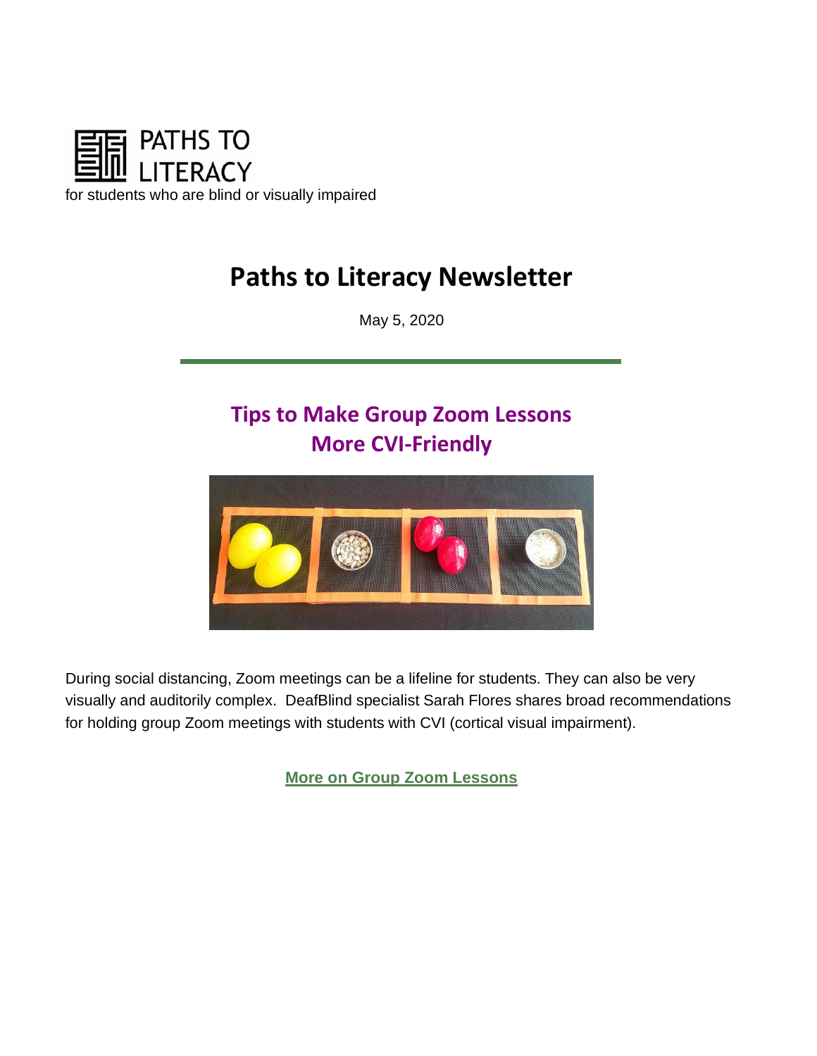PATHS TO LITERACY

for students who are blind or visually impaired

# Paths to Literacy Newsletter

May 5, 2020

## Tips to Make Group Zoom Lessons More CVI-Friendly

During social distancing, Zoom meetings can be a lifeline for students. They can also be very visually and auditorily complex. DeafBlind specialist Sarah Flores shares broad recommendations for holding group Zoom meetings with students with CVI (cortical visual impairment).

**More on Group Zoom Lessons**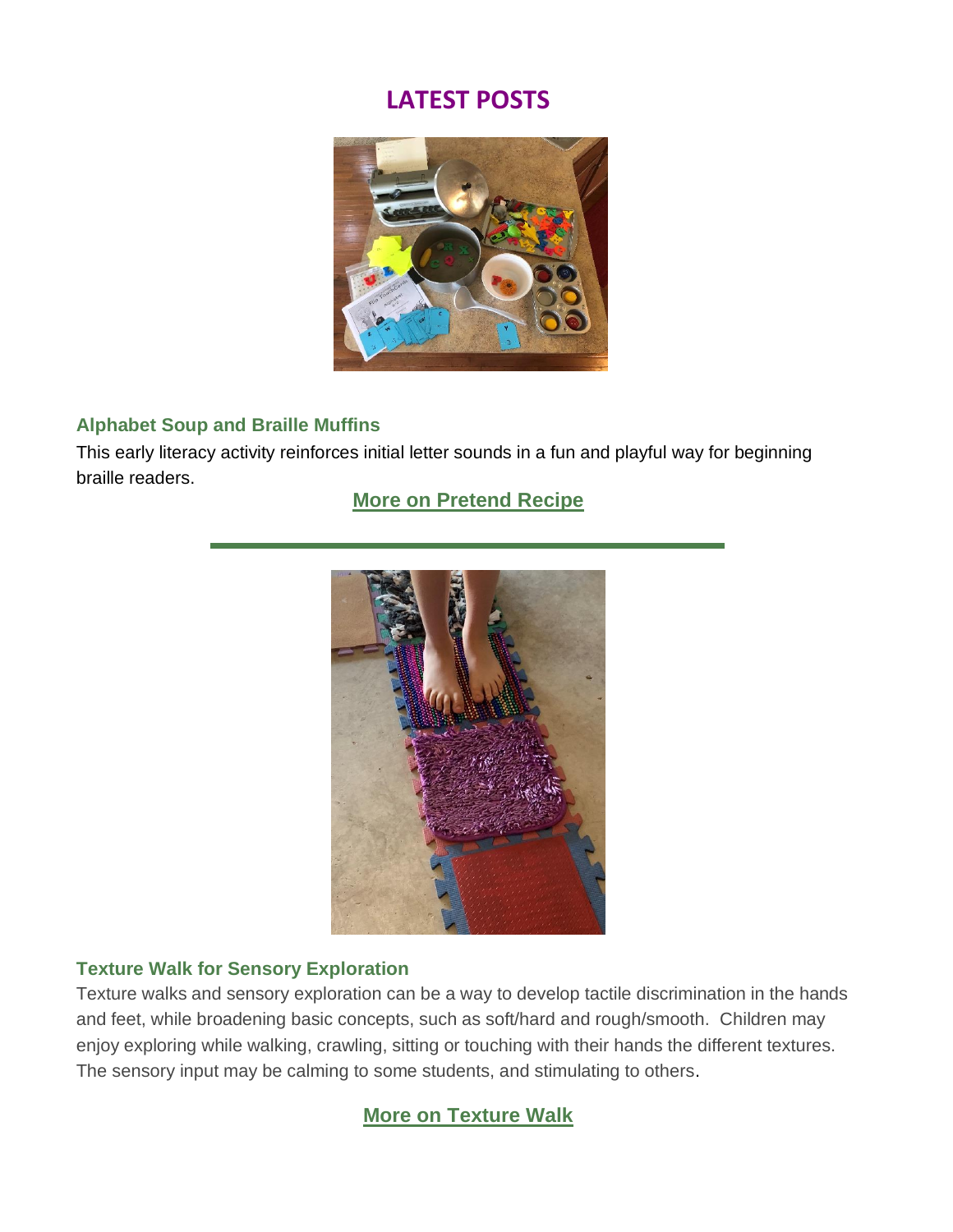# LATEST POSTS

### Alphabet Soup and Braille Muffins

This early literacy activity reinforces initial letter sounds in a fun and playful way for beginning braille readers.

**More on Pretend Recipe**

---

### Texture Walk for Sensory Exploration

Texture walks and sensory exploration can be a way to develop tactile discrimination in the hands and feet, while broadening basic concepts, such as soft/hard and rough/smooth. Children may enjoy exploring while walking, crawling, sitting or touching with their hands the different textures. The sensory input may be calming to some students, and stimulating to others.

**More on Texture Walk**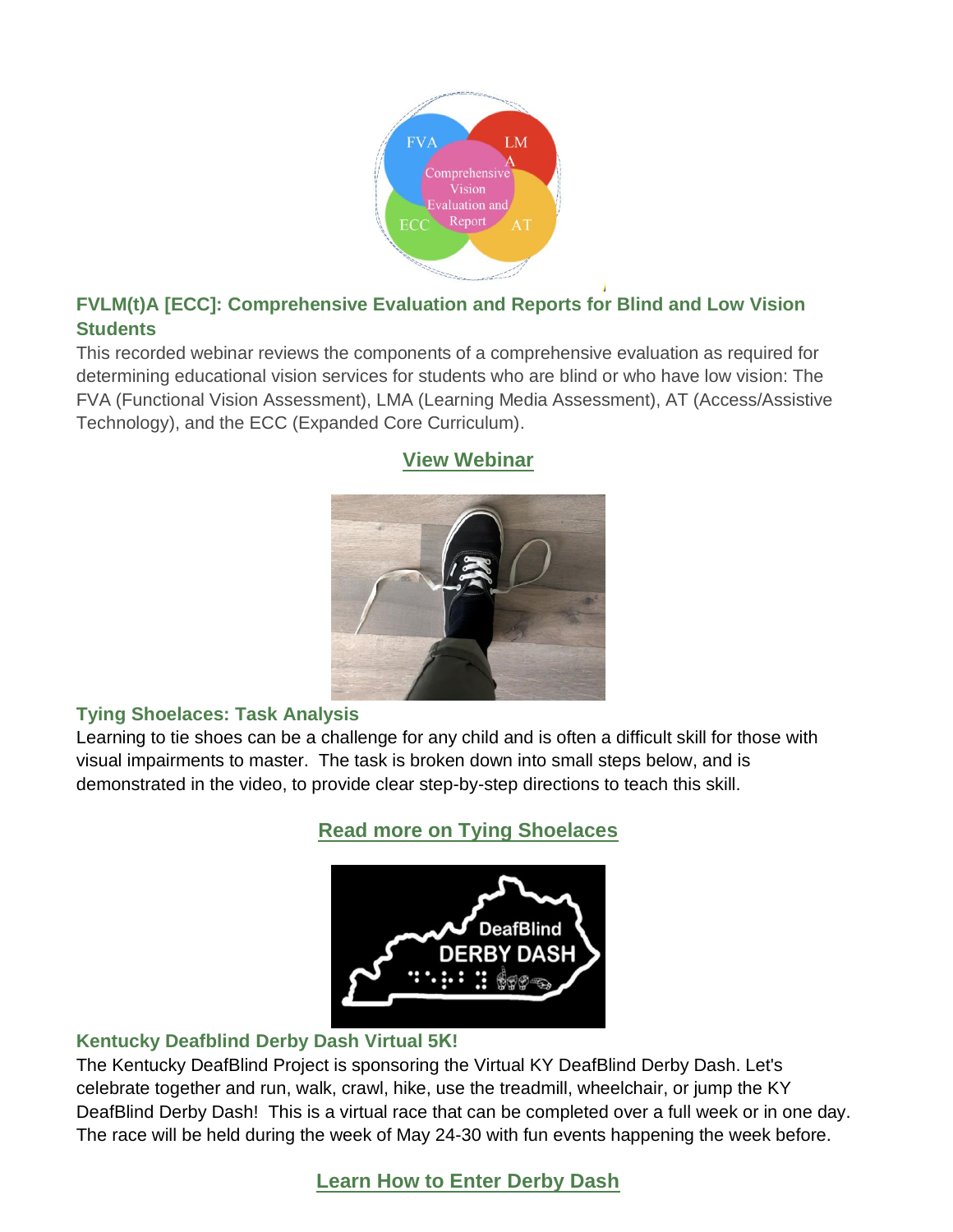## FVLM(t)A [ECC]: Comprehensive Evaluation and Reports for Blind and Low Vision Students

This recorded webinar reviews the components of a comprehensive evaluation as required for determining educational vision services for students who are blind or who have low vision: The FVA (Functional Vision Assessment), LMA (Learning Media Assessment), AT (Access/Assistive Technology), and the ECC (Expanded Core Curriculum).

**View Webinar**

## Tying Shoelaces: Task Analysis

Learning to tie shoes can be a challenge for any child and is often a difficult skill for those with visual impairments to master. The task is broken down into small steps below, and is demonstrated in the video, to provide clear step-by-step directions to teach this skill.

**Read more on Tying Shoelaces**

## Kentucky Deafblind Derby Dash Virtual 5K!

The Kentucky DeafBlind Project is sponsoring the Virtual KY DeafBlind Derby Dash. Let's celebrate together and run, walk, crawl, hike, use the treadmill, wheelchair, or jump the KY DeafBlind Derby Dash! This is a virtual race that can be completed over a full week or in one day. The race will be held during the week of May 24-30 with fun events happening the week before.

**Learn How to Enter Derby Dash**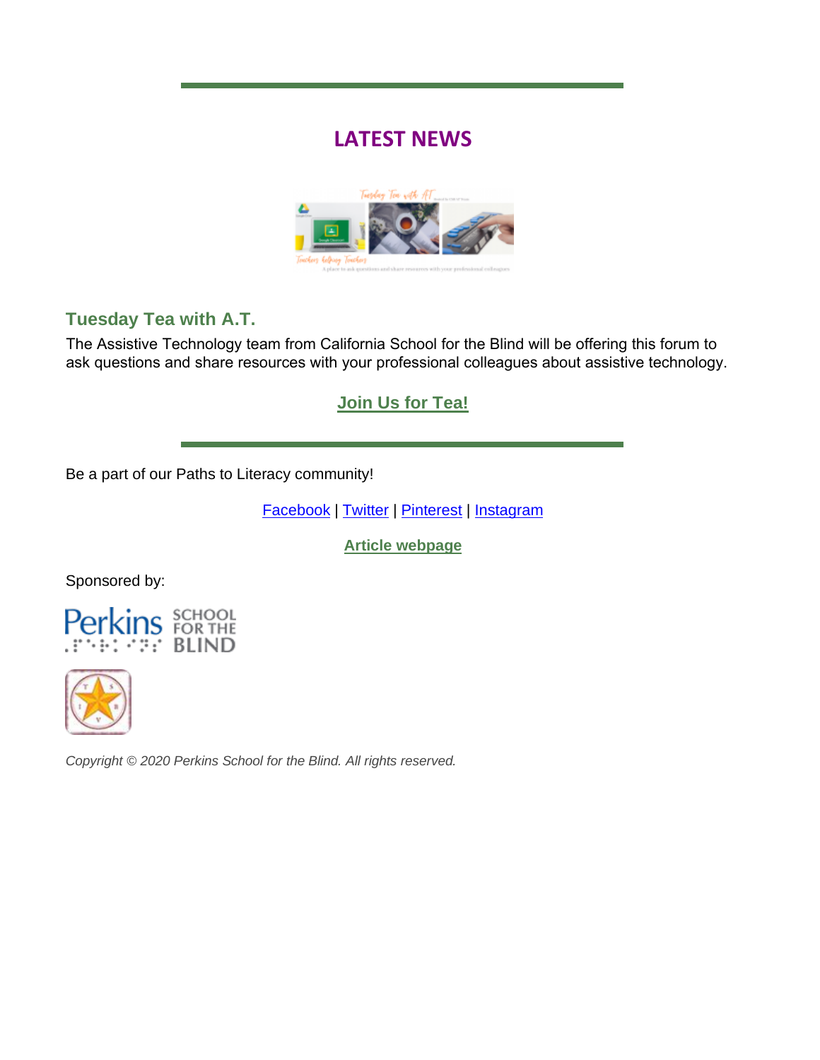## LATEST NEWS

### Tuesday Tea with A.T.

The Assistive Technology team from California School for the Blind will be offering this forum to ask questions and share resources with your professional colleagues about assistive technology.

**Join Us for Tea!**

Be a part of our Paths to Literacy community!

Facebook | Twitter | Pinterest | Instagram

**Article webpage**

Sponsored by:

*Copyright © 2020 Perkins School for the Blind. All rights reserved.*